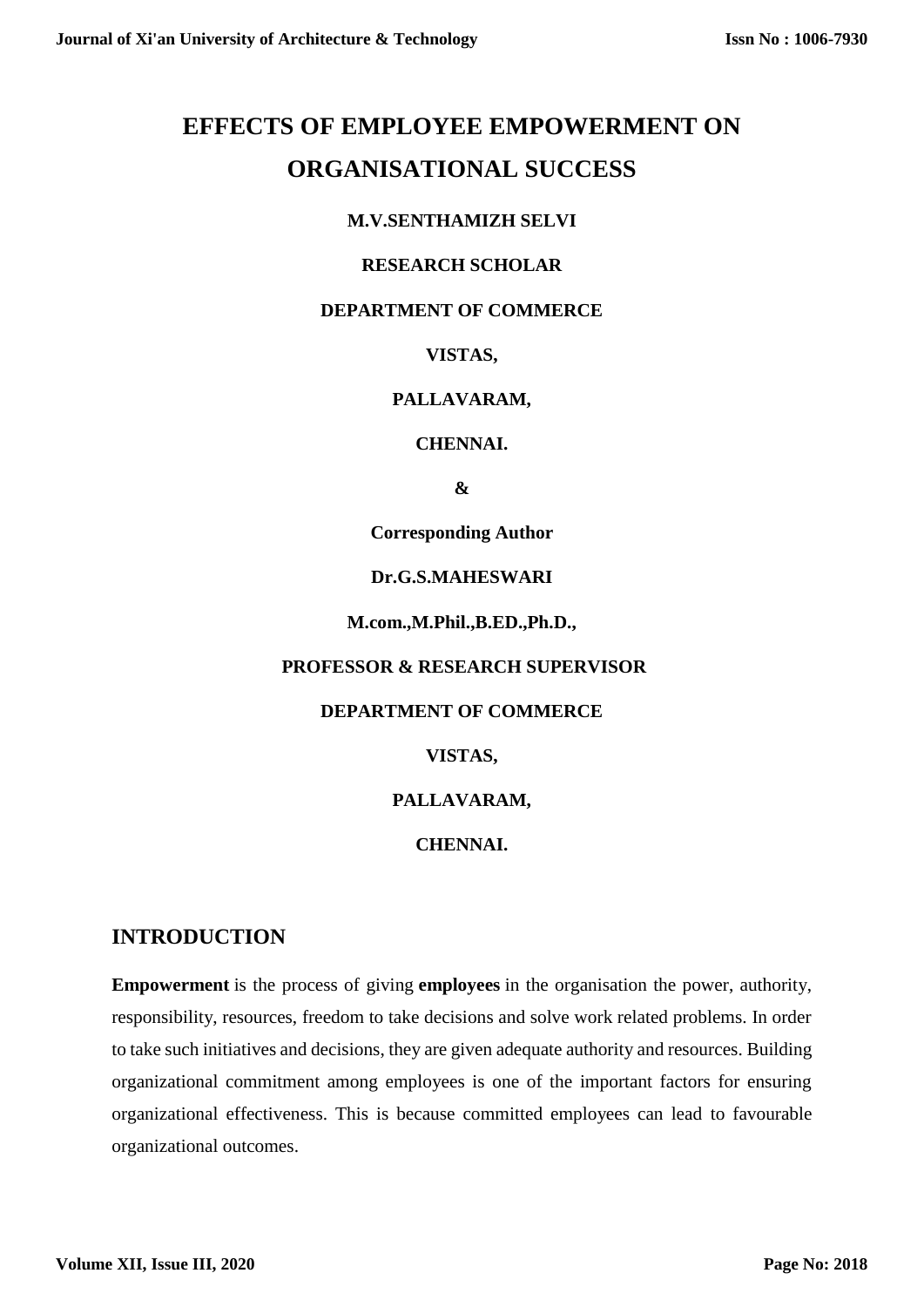# EFFECTS OF EMPLOYEE EMPOWERMENT ON ORGANISATIONAL SUCCESS

**M.V.SENTHAMIZH SELVI**

**RESEARCH SCHOLAR**

**DEPARTMENT OF COMMERCE**

**VISTAS,**

**PALLAVARAM,**

**CHENNAI.**

**&**

**Corresponding Author**

**Dr.G.S.MAHESWARI**

**M.com.,M.Phil.,B.ED.,Ph.D.,**

**PROFESSOR & RESEARCH SUPERVISOR**

**DEPARTMENT OF COMMERCE**

**VISTAS,**

**PALLAVARAM,**

**CHENNAI.**

## INTRODUCTION

**Empowerment** is the process of giving **employees** in the organisation the power, authority, responsibility, resources, freedom to take decisions and solve work related problems. In order to take such initiatives and decisions, they are given adequate authority and resources. Building organizational commitment among employees is one of the important factors for ensuring organizational effectiveness. This is because committed employees can lead to favourable organizational outcomes.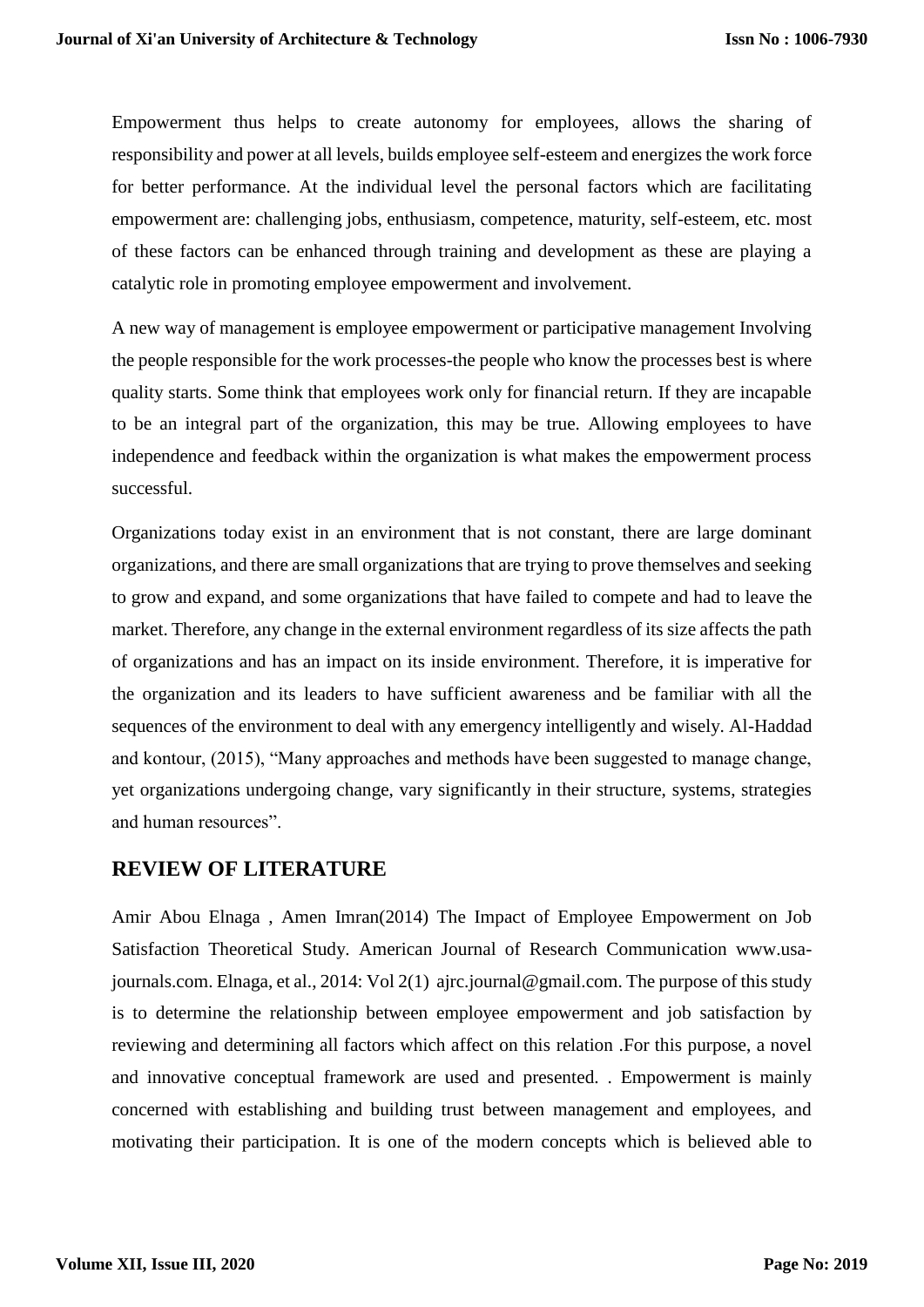Empowerment thus helps to create autonomy for employees, allows the sharing of responsibility and power at all levels, builds employee self-esteem and energizes the work force for better performance. At the individual level the personal factors which are facilitating empowerment are: challenging jobs, enthusiasm, competence, maturity, self-esteem, etc. most of these factors can be enhanced through training and development as these are playing a catalytic role in promoting employee empowerment and involvement.

A new way of management is employee empowerment or participative management Involving the people responsible for the work processes-the people who know the processes best is where quality starts. Some think that employees work only for financial return. If they are incapable to be an integral part of the organization, this may be true. Allowing employees to have independence and feedback within the organization is what makes the empowerment process successful.

Organizations today exist in an environment that is not constant, there are large dominant organizations, and there are small organizations that are trying to prove themselves and seeking to grow and expand, and some organizations that have failed to compete and had to leave the market. Therefore, any change in the external environment regardless of its size affects the path of organizations and has an impact on its inside environment. Therefore, it is imperative for the organization and its leaders to have sufficient awareness and be familiar with all the sequences of the environment to deal with any emergency intelligently and wisely. Al-Haddad and kontour, (2015), "Many approaches and methods have been suggested to manage change, yet organizations undergoing change, vary significantly in their structure, systems, strategies and human resources".

## REVIEW OF LITERATURE

Amir Abou Elnaga , Amen Imran(2014) The Impact of Employee Empowerment on Job Satisfaction Theoretical Study. American Journal of Research Communication www.usa-journals.com. Elnaga, et al., 2014: Vol 2(1) ajrc.journal@gmail.com. The purpose of this study is to determine the relationship between employee empowerment and job satisfaction by reviewing and determining all factors which affect on this relation .For this purpose, a novel and innovative conceptual framework are used and presented. . Empowerment is mainly concerned with establishing and building trust between management and employees, and motivating their participation. It is one of the modern concepts which is believed able to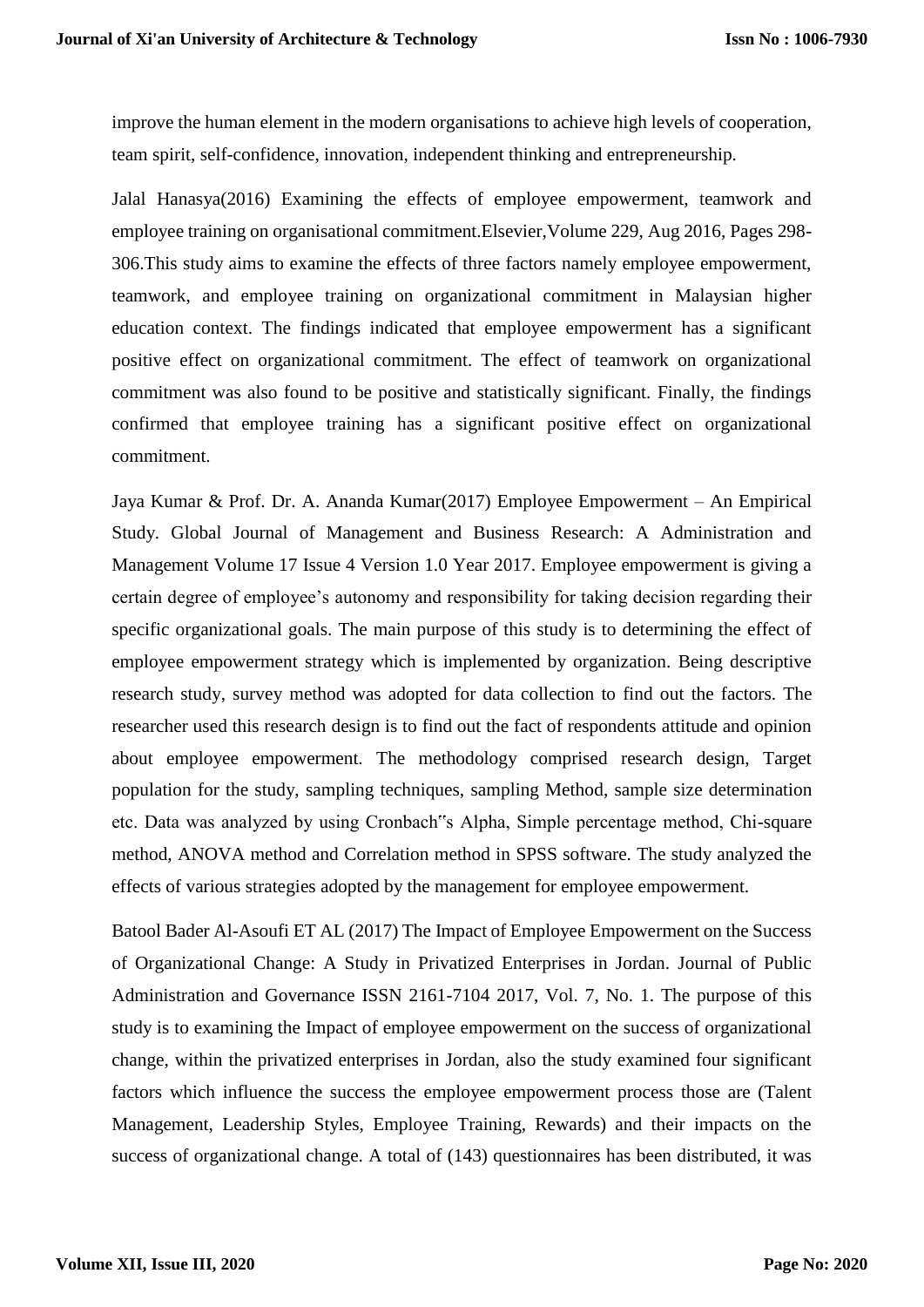improve the human element in the modern organisations to achieve high levels of cooperation, team spirit, self-confidence, innovation, independent thinking and entrepreneurship.

Jalal Hanasya(2016) Examining the effects of employee empowerment, teamwork and employee training on organisational commitment.Elsevier,Volume 229, Aug 2016, Pages 298-306.This study aims to examine the effects of three factors namely employee empowerment, teamwork, and employee training on organizational commitment in Malaysian higher education context. The findings indicated that employee empowerment has a significant positive effect on organizational commitment. The effect of teamwork on organizational commitment was also found to be positive and statistically significant. Finally, the findings confirmed that employee training has a significant positive effect on organizational commitment.

Jaya Kumar & Prof. Dr. A. Ananda Kumar(2017) Employee Empowerment – An Empirical Study. Global Journal of Management and Business Research: A Administration and Management Volume 17 Issue 4 Version 1.0 Year 2017. Employee empowerment is giving a certain degree of employee's autonomy and responsibility for taking decision regarding their specific organizational goals. The main purpose of this study is to determining the effect of employee empowerment strategy which is implemented by organization. Being descriptive research study, survey method was adopted for data collection to find out the factors. The researcher used this research design is to find out the fact of respondents attitude and opinion about employee empowerment. The methodology comprised research design, Target population for the study, sampling techniques, sampling Method, sample size determination etc. Data was analyzed by using Cronbach"s Alpha, Simple percentage method, Chi-square method, ANOVA method and Correlation method in SPSS software. The study analyzed the effects of various strategies adopted by the management for employee empowerment.

Batool Bader Al-Asoufi ET AL (2017) The Impact of Employee Empowerment on the Success of Organizational Change: A Study in Privatized Enterprises in Jordan. Journal of Public Administration and Governance ISSN 2161-7104 2017, Vol. 7, No. 1. The purpose of this study is to examining the Impact of employee empowerment on the success of organizational change, within the privatized enterprises in Jordan, also the study examined four significant factors which influence the success the employee empowerment process those are (Talent Management, Leadership Styles, Employee Training, Rewards) and their impacts on the success of organizational change. A total of (143) questionnaires has been distributed, it was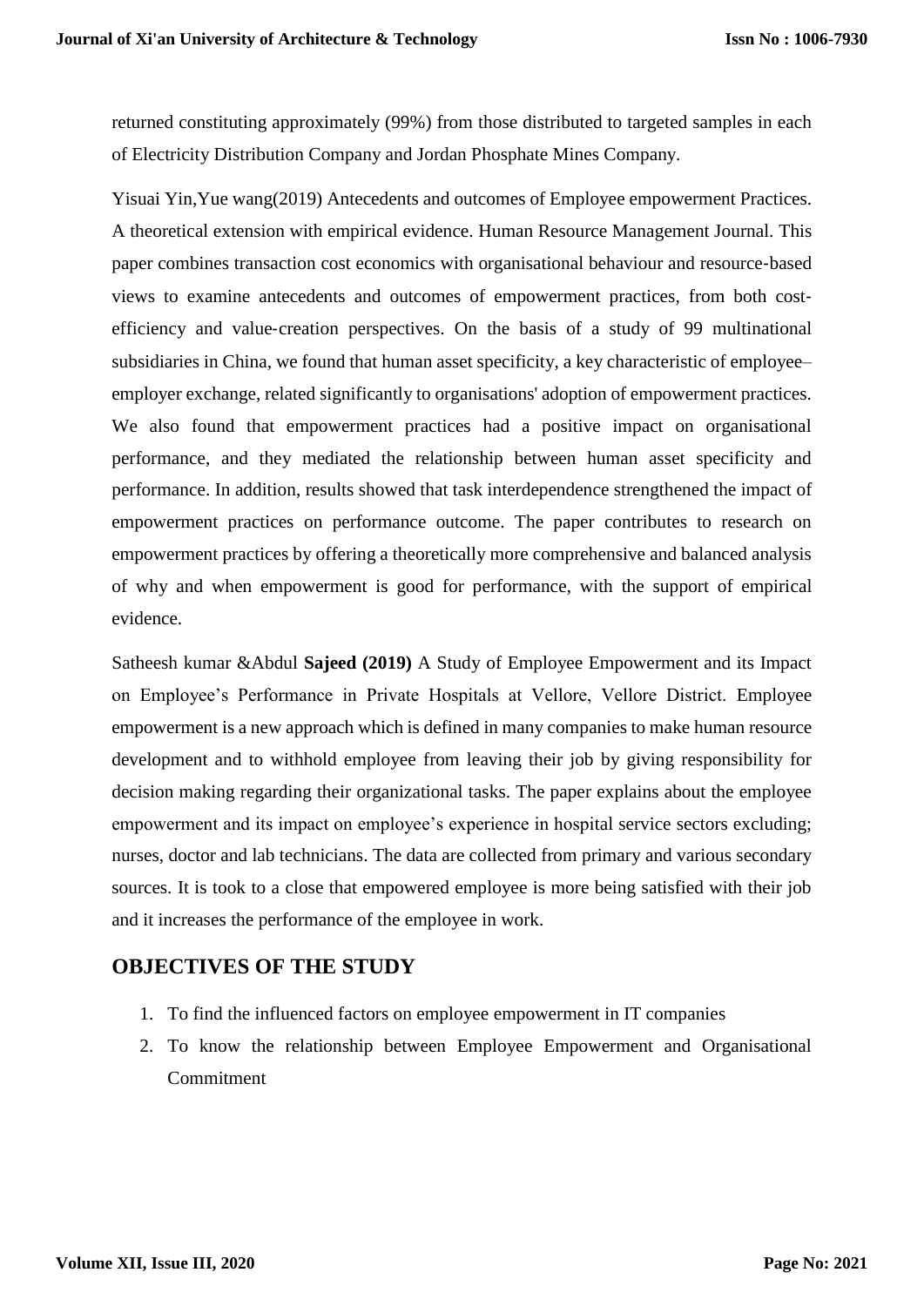returned constituting approximately (99%) from those distributed to targeted samples in each of Electricity Distribution Company and Jordan Phosphate Mines Company.

Yisuai Yin,Yue wang(2019) Antecedents and outcomes of Employee empowerment Practices. A theoretical extension with empirical evidence. Human Resource Management Journal. This paper combines transaction cost economics with organisational behaviour and resource‐based views to examine antecedents and outcomes of empowerment practices, from both cost‐efficiency and value‐creation perspectives. On the basis of a study of 99 multinational subsidiaries in China, we found that human asset specificity, a key characteristic of employee–employer exchange, related significantly to organisations' adoption of empowerment practices. We also found that empowerment practices had a positive impact on organisational performance, and they mediated the relationship between human asset specificity and performance. In addition, results showed that task interdependence strengthened the impact of empowerment practices on performance outcome. The paper contributes to research on empowerment practices by offering a theoretically more comprehensive and balanced analysis of why and when empowerment is good for performance, with the support of empirical evidence.

Satheesh kumar &Abdul **Sajeed (2019)** A Study of Employee Empowerment and its Impact on Employee's Performance in Private Hospitals at Vellore, Vellore District. Employee empowerment is a new approach which is defined in many companies to make human resource development and to withhold employee from leaving their job by giving responsibility for decision making regarding their organizational tasks. The paper explains about the employee empowerment and its impact on employee's experience in hospital service sectors excluding; nurses, doctor and lab technicians. The data are collected from primary and various secondary sources. It is took to a close that empowered employee is more being satisfied with their job and it increases the performance of the employee in work.

## OBJECTIVES OF THE STUDY

1. To find the influenced factors on employee empowerment in IT companies
2. To know the relationship between Employee Empowerment and Organisational Commitment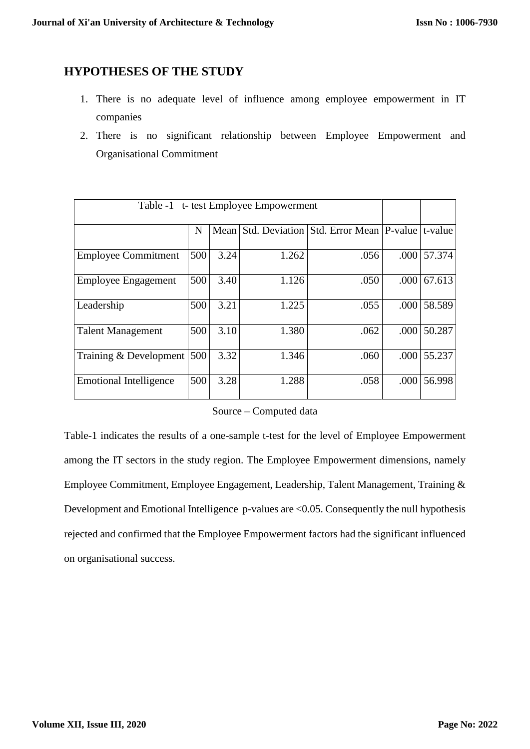## HYPOTHESES OF THE STUDY

1. There is no adequate level of influence among employee empowerment in IT companies
2. There is no significant relationship between Employee Empowerment and Organisational Commitment

| Table -1 t- test Employee Empowerment | | | | | | |
|---|---|---|---|---|---|---|
| | N | Mean | Std. Deviation | Std. Error Mean | P-value | t-value |
| Employee Commitment | 500 | 3.24 | 1.262 | .056 | .000 | 57.374 |
| Employee Engagement | 500 | 3.40 | 1.126 | .050 | .000 | 67.613 |
| Leadership | 500 | 3.21 | 1.225 | .055 | .000 | 58.589 |
| Talent Management | 500 | 3.10 | 1.380 | .062 | .000 | 50.287 |
| Training & Development | 500 | 3.32 | 1.346 | .060 | .000 | 55.237 |
| Emotional Intelligence | 500 | 3.28 | 1.288 | .058 | .000 | 56.998 |

Source – Computed data

Table-1 indicates the results of a one-sample t-test for the level of Employee Empowerment among the IT sectors in the study region. The Employee Empowerment dimensions, namely Employee Commitment, Employee Engagement, Leadership, Talent Management, Training & Development and Emotional Intelligence p-values are <0.05. Consequently the null hypothesis rejected and confirmed that the Employee Empowerment factors had the significant influenced on organisational success.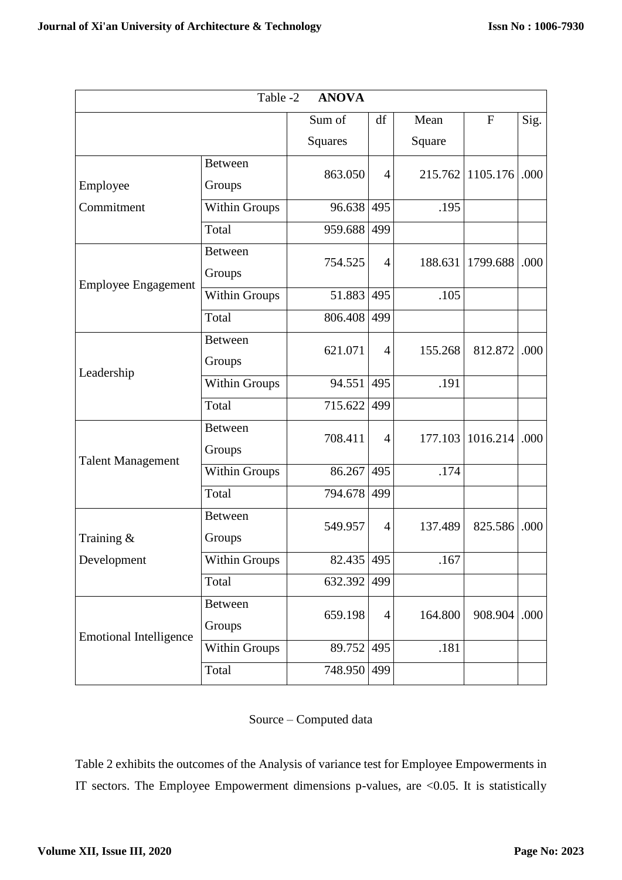| Table -2 **ANOVA** | | | | | | |
|---|---|---|---|---|---|---|
| | | Sum of Squares | df | Mean Square | F | Sig. |
| Employee Commitment | Between Groups | 863.050 | 4 | 215.762 | 1105.176 | .000 |
| | Within Groups | 96.638 | 495 | .195 | | |
| | Total | 959.688 | 499 | | | |
| Employee Engagement | Between Groups | 754.525 | 4 | 188.631 | 1799.688 | .000 |
| | Within Groups | 51.883 | 495 | .105 | | |
| | Total | 806.408 | 499 | | | |
| Leadership | Between Groups | 621.071 | 4 | 155.268 | 812.872 | .000 |
| | Within Groups | 94.551 | 495 | .191 | | |
| | Total | 715.622 | 499 | | | |
| Talent Management | Between Groups | 708.411 | 4 | 177.103 | 1016.214 | .000 |
| | Within Groups | 86.267 | 495 | .174 | | |
| | Total | 794.678 | 499 | | | |
| Training & Development | Between Groups | 549.957 | 4 | 137.489 | 825.586 | .000 |
| | Within Groups | 82.435 | 495 | .167 | | |
| | Total | 632.392 | 499 | | | |
| Emotional Intelligence | Between Groups | 659.198 | 4 | 164.800 | 908.904 | .000 |
| | Within Groups | 89.752 | 495 | .181 | | |
| | Total | 748.950 | 499 | | | |

Source – Computed data

Table 2 exhibits the outcomes of the Analysis of variance test for Employee Empowerments in IT sectors. The Employee Empowerment dimensions p-values, are <0.05. It is statistically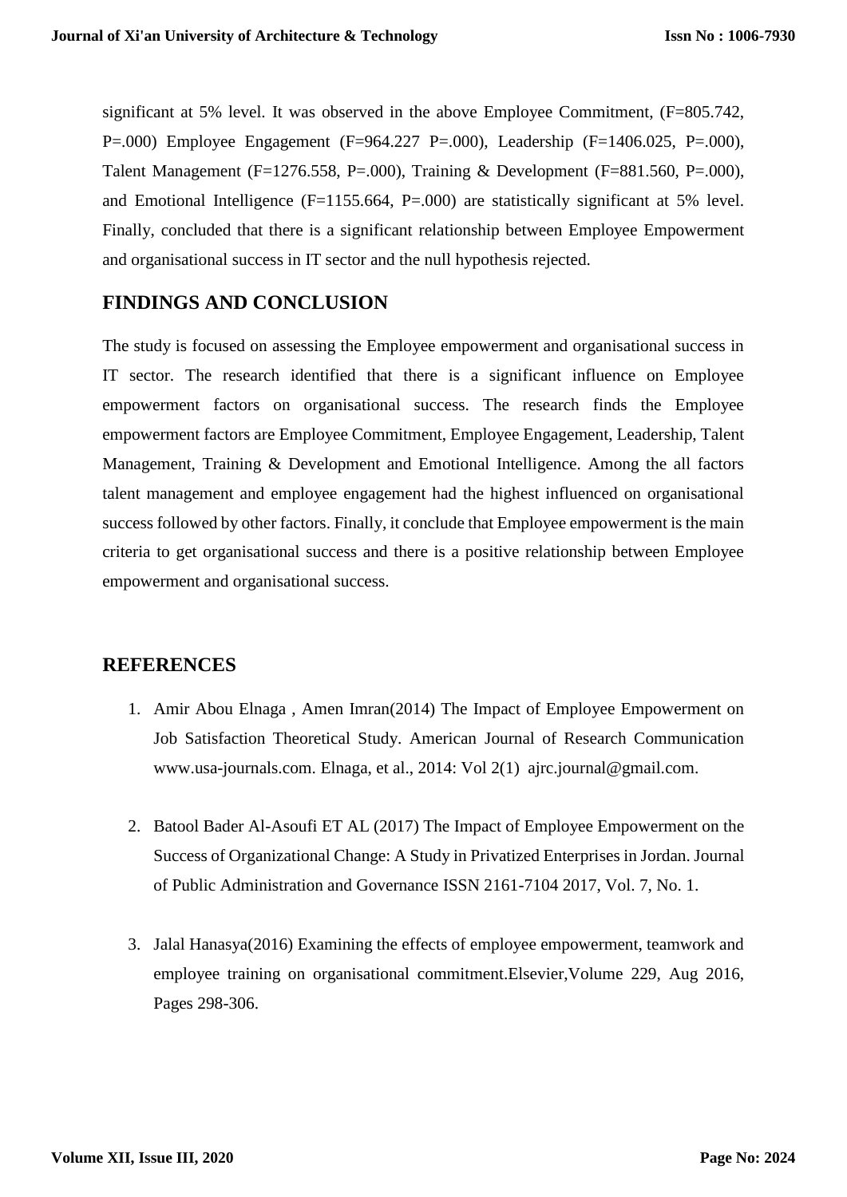significant at 5% level. It was observed in the above Employee Commitment, (F=805.742, P=.000) Employee Engagement (F=964.227 P=.000), Leadership (F=1406.025, P=.000), Talent Management (F=1276.558, P=.000), Training & Development (F=881.560, P=.000), and Emotional Intelligence (F=1155.664, P=.000) are statistically significant at 5% level. Finally, concluded that there is a significant relationship between Employee Empowerment and organisational success in IT sector and the null hypothesis rejected.

## FINDINGS AND CONCLUSION

The study is focused on assessing the Employee empowerment and organisational success in IT sector. The research identified that there is a significant influence on Employee empowerment factors on organisational success. The research finds the Employee empowerment factors are Employee Commitment, Employee Engagement, Leadership, Talent Management, Training & Development and Emotional Intelligence. Among the all factors talent management and employee engagement had the highest influenced on organisational success followed by other factors. Finally, it conclude that Employee empowerment is the main criteria to get organisational success and there is a positive relationship between Employee empowerment and organisational success.

## REFERENCES

1. Amir Abou Elnaga , Amen Imran(2014) The Impact of Employee Empowerment on Job Satisfaction Theoretical Study. American Journal of Research Communication www.usa-journals.com. Elnaga, et al., 2014: Vol 2(1) ajrc.journal@gmail.com.

2. Batool Bader Al-Asoufi ET AL (2017) The Impact of Employee Empowerment on the Success of Organizational Change: A Study in Privatized Enterprises in Jordan. Journal of Public Administration and Governance ISSN 2161-7104 2017, Vol. 7, No. 1.

3. Jalal Hanasya(2016) Examining the effects of employee empowerment, teamwork and employee training on organisational commitment.Elsevier,Volume 229, Aug 2016, Pages 298-306.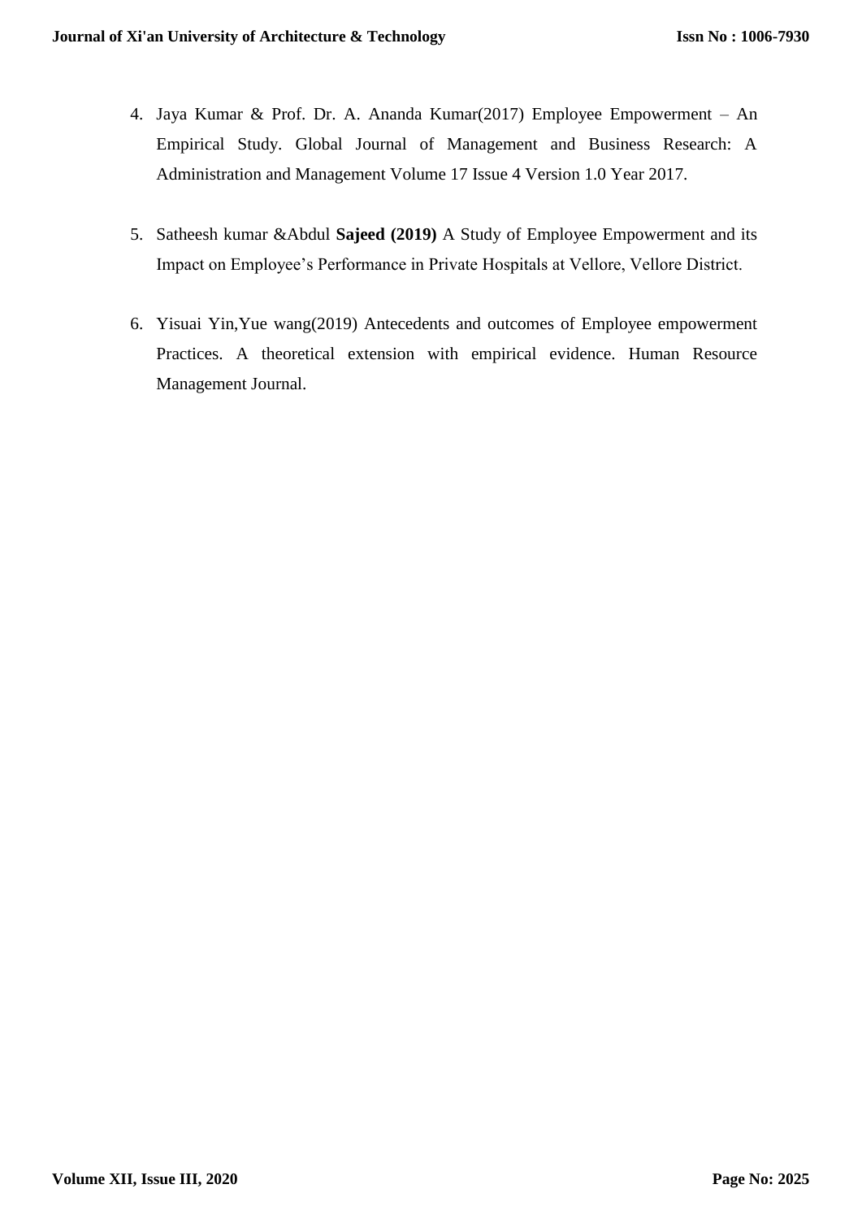4. Jaya Kumar & Prof. Dr. A. Ananda Kumar(2017) Employee Empowerment – An Empirical Study. Global Journal of Management and Business Research: A Administration and Management Volume 17 Issue 4 Version 1.0 Year 2017.

5. Satheesh kumar &Abdul **Sajeed (2019)** A Study of Employee Empowerment and its Impact on Employee's Performance in Private Hospitals at Vellore, Vellore District.

6. Yisuai Yin,Yue wang(2019) Antecedents and outcomes of Employee empowerment Practices. A theoretical extension with empirical evidence. Human Resource Management Journal.